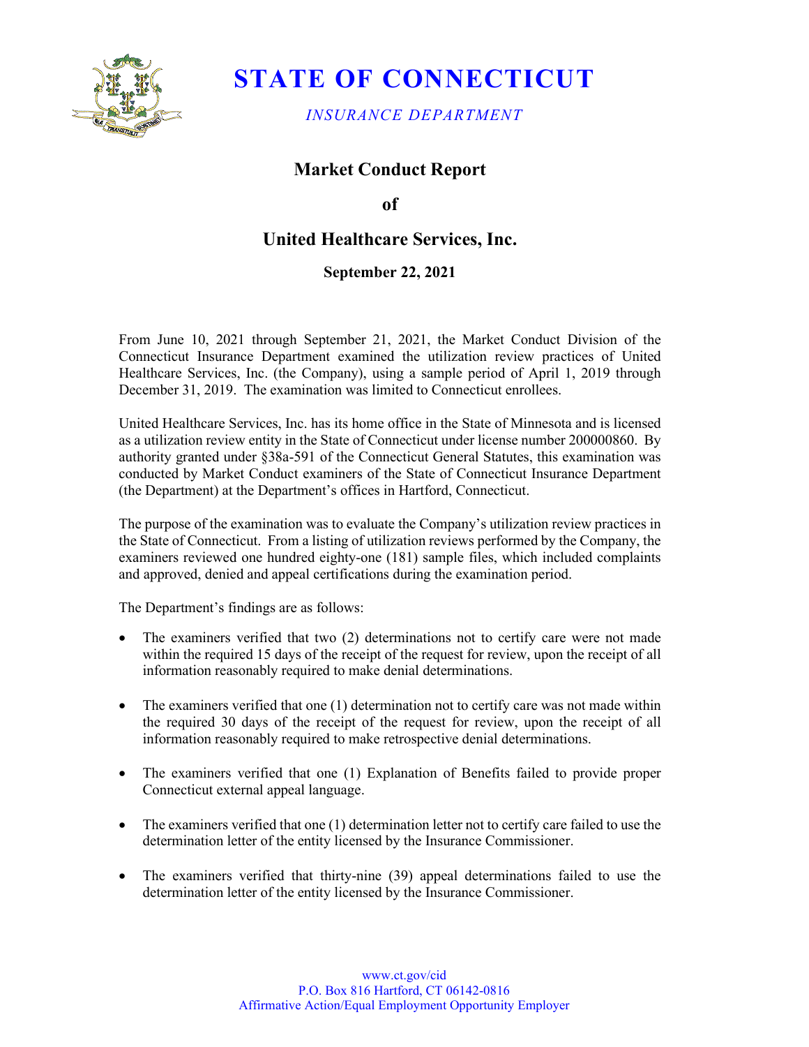# STATE OF CONNECTICUT

*INSURANCE DEPARTMENT*

## Market Conduct Report

## of

## United Healthcare Services, Inc.

**September 22, 2021**

From June 10, 2021 through September 21, 2021, the Market Conduct Division of the Connecticut Insurance Department examined the utilization review practices of United Healthcare Services, Inc. (the Company), using a sample period of April 1, 2019 through December 31, 2019. The examination was limited to Connecticut enrollees.

United Healthcare Services, Inc. has its home office in the State of Minnesota and is licensed as a utilization review entity in the State of Connecticut under license number 200000860. By authority granted under §38a-591 of the Connecticut General Statutes, this examination was conducted by Market Conduct examiners of the State of Connecticut Insurance Department (the Department) at the Department's offices in Hartford, Connecticut.

The purpose of the examination was to evaluate the Company's utilization review practices in the State of Connecticut. From a listing of utilization reviews performed by the Company, the examiners reviewed one hundred eighty-one (181) sample files, which included complaints and approved, denied and appeal certifications during the examination period.

The Department's findings are as follows:

- The examiners verified that two (2) determinations not to certify care were not made within the required 15 days of the receipt of the request for review, upon the receipt of all information reasonably required to make denial determinations.

- The examiners verified that one (1) determination not to certify care was not made within the required 30 days of the receipt of the request for review, upon the receipt of all information reasonably required to make retrospective denial determinations.

- The examiners verified that one (1) Explanation of Benefits failed to provide proper Connecticut external appeal language.

- The examiners verified that one (1) determination letter not to certify care failed to use the determination letter of the entity licensed by the Insurance Commissioner.

- The examiners verified that thirty-nine (39) appeal determinations failed to use the determination letter of the entity licensed by the Insurance Commissioner.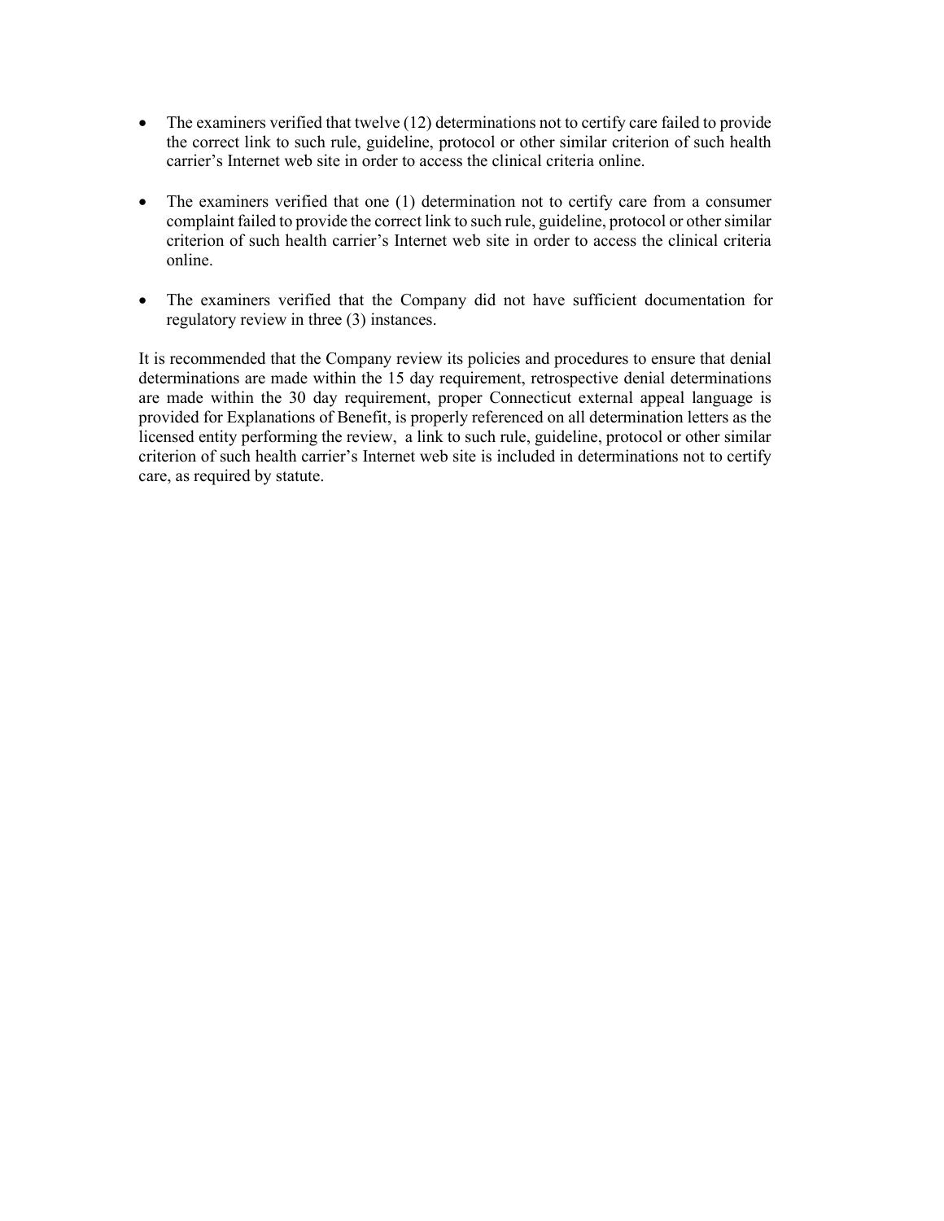- The examiners verified that twelve (12) determinations not to certify care failed to provide the correct link to such rule, guideline, protocol or other similar criterion of such health carrier's Internet web site in order to access the clinical criteria online.

- The examiners verified that one (1) determination not to certify care from a consumer complaint failed to provide the correct link to such rule, guideline, protocol or other similar criterion of such health carrier's Internet web site in order to access the clinical criteria online.

- The examiners verified that the Company did not have sufficient documentation for regulatory review in three (3) instances.

It is recommended that the Company review its policies and procedures to ensure that denial determinations are made within the 15 day requirement, retrospective denial determinations are made within the 30 day requirement, proper Connecticut external appeal language is provided for Explanations of Benefit, is properly referenced on all determination letters as the licensed entity performing the review, a link to such rule, guideline, protocol or other similar criterion of such health carrier's Internet web site is included in determinations not to certify care, as required by statute.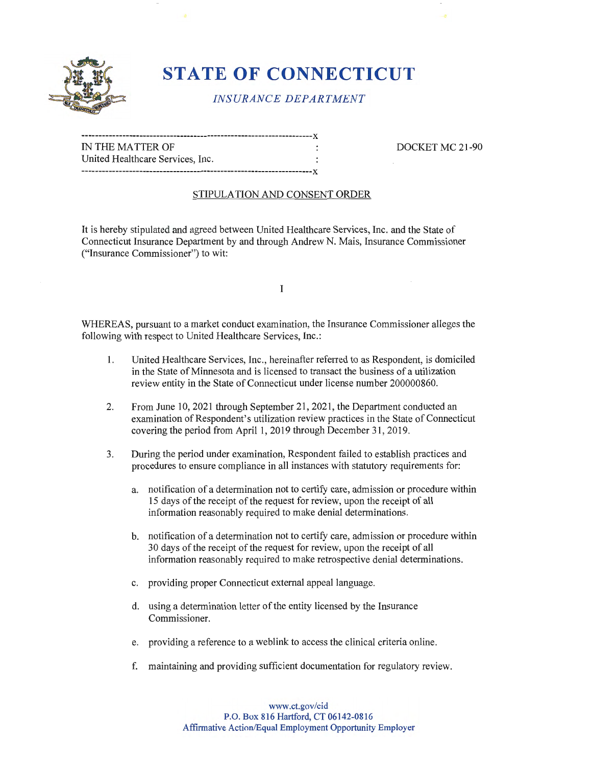# STATE OF CONNECTICUT

*INSURANCE DEPARTMENT*

| IN THE MATTER OF United Healthcare Services, Inc. | : | DOCKET MC 21-90 |
|---|---|---|

STIPULATION AND CONSENT ORDER

It is hereby stipulated and agreed between United Healthcare Services, Inc. and the State of Connecticut Insurance Department by and through Andrew N. Mais, Insurance Commissioner ("Insurance Commissioner") to wit:

I

WHEREAS, pursuant to a market conduct examination, the Insurance Commissioner alleges the following with respect to United Healthcare Services, Inc.:

1. United Healthcare Services, Inc., hereinafter referred to as Respondent, is domiciled in the State of Minnesota and is licensed to transact the business of a utilization review entity in the State of Connecticut under license number 200000860.

2. From June 10, 2021 through September 21, 2021, the Department conducted an examination of Respondent's utilization review practices in the State of Connecticut covering the period from April 1, 2019 through December 31, 2019.

3. During the period under examination, Respondent failed to establish practices and procedures to ensure compliance in all instances with statutory requirements for:

   a. notification of a determination not to certify care, admission or procedure within 15 days of the receipt of the request for review, upon the receipt of all information reasonably required to make denial determinations.

   b. notification of a determination not to certify care, admission or procedure within 30 days of the receipt of the request for review, upon the receipt of all information reasonably required to make retrospective denial determinations.

   c. providing proper Connecticut external appeal language.

   d. using a determination letter of the entity licensed by the Insurance Commissioner.

   e. providing a reference to a weblink to access the clinical criteria online.

   f. maintaining and providing sufficient documentation for regulatory review.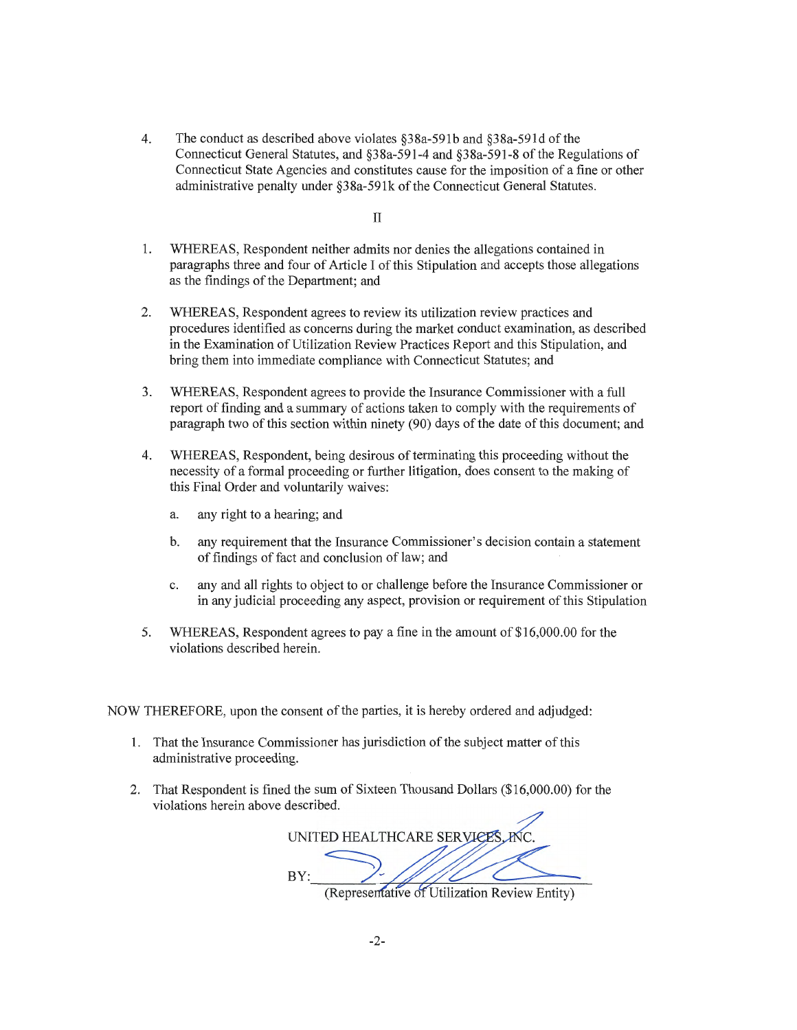4. The conduct as described above violates §38a-591b and §38a-591d of the Connecticut General Statutes, and §38a-591-4 and §38a-591-8 of the Regulations of Connecticut State Agencies and constitutes cause for the imposition of a fine or other administrative penalty under §38a-591k of the Connecticut General Statutes.

II

1. WHEREAS, Respondent neither admits nor denies the allegations contained in paragraphs three and four of Article I of this Stipulation and accepts those allegations as the findings of the Department; and

2. WHEREAS, Respondent agrees to review its utilization review practices and procedures identified as concerns during the market conduct examination, as described in the Examination of Utilization Review Practices Report and this Stipulation, and bring them into immediate compliance with Connecticut Statutes; and

3. WHEREAS, Respondent agrees to provide the Insurance Commissioner with a full report of finding and a summary of actions taken to comply with the requirements of paragraph two of this section within ninety (90) days of the date of this document; and

4. WHEREAS, Respondent, being desirous of terminating this proceeding without the necessity of a formal proceeding or further litigation, does consent to the making of this Final Order and voluntarily waives:

   a. any right to a hearing; and

   b. any requirement that the Insurance Commissioner's decision contain a statement of findings of fact and conclusion of law; and

   c. any and all rights to object to or challenge before the Insurance Commissioner or in any judicial proceeding any aspect, provision or requirement of this Stipulation

5. WHEREAS, Respondent agrees to pay a fine in the amount of $16,000.00 for the violations described herein.

NOW THEREFORE, upon the consent of the parties, it is hereby ordered and adjudged:

1. That the Insurance Commissioner has jurisdiction of the subject matter of this administrative proceeding.

2. That Respondent is fined the sum of Sixteen Thousand Dollars ($16,000.00) for the violations herein above described.

UNITED HEALTHCARE SERVICES, INC.

BY:\_\_\_\_\_\_\_\_\_\_\_\_\_\_\_\_\_\_\_\_\_\_\_\_\_\_\_\_\_\_

(Representative of Utilization Review Entity)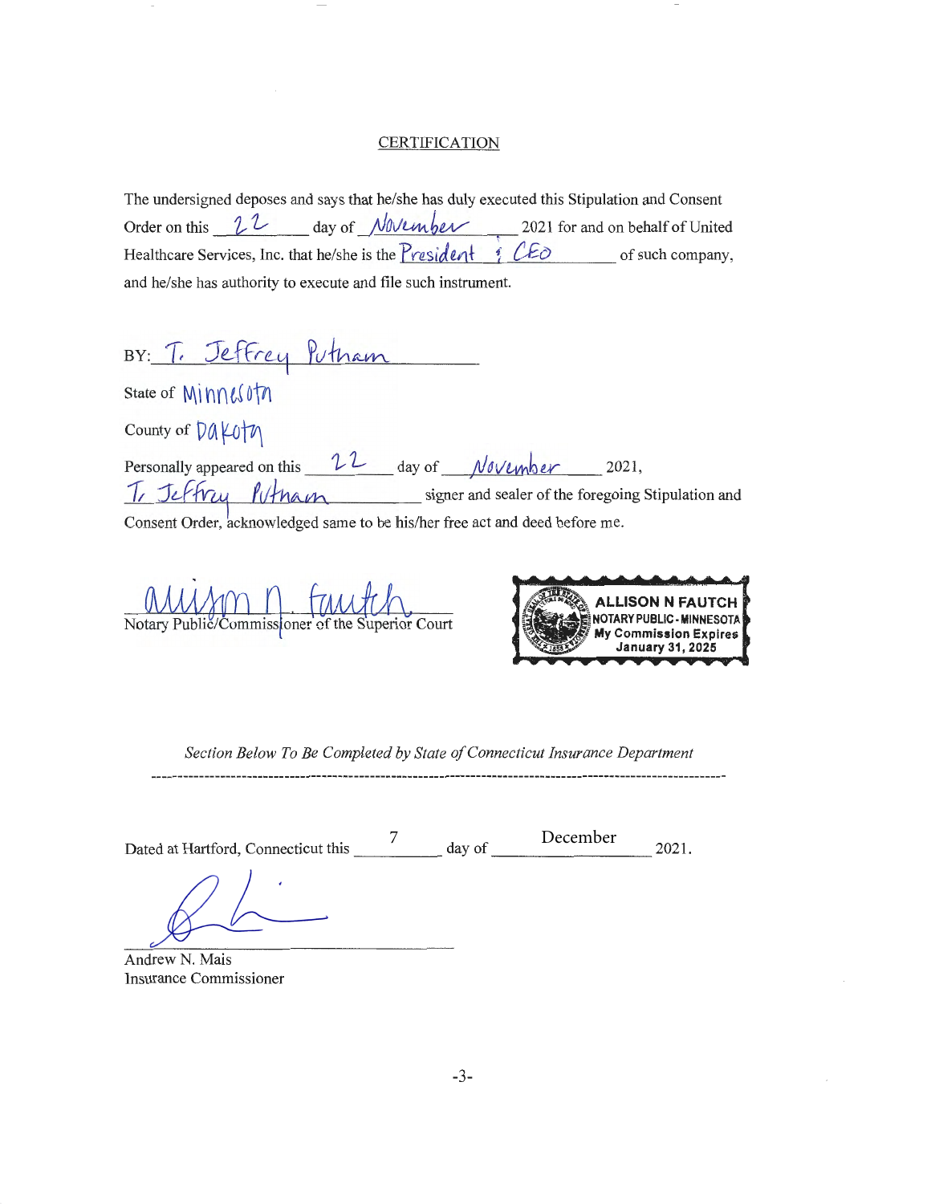## CERTIFICATION

The undersigned deposes and says that he/she has duly executed this Stipulation and Consent Order on this 22 day of November 2021 for and on behalf of United Healthcare Services, Inc. that he/she is the President & CEO of such company, and he/she has authority to execute and file such instrument.

BY: T. Jeffrey Putnam

State of Minnesota

County of Dakota

Personally appeared on this 22 day of November 2021, T. Jeffrey Putnam signer and sealer of the foregoing Stipulation and Consent Order, acknowledged same to be his/her free act and deed before me.

Allison N. Fautch
Notary Public/Commissioner of the Superior Court

ALLISON N FAUTCH
NOTARY PUBLIC - MINNESOTA
My Commission Expires
January 31, 2025

*Section Below To Be Completed by State of Connecticut Insurance Department*

---

Dated at Hartford, Connecticut this 7 day of December 2021.

Andrew N. Mais
Insurance Commissioner